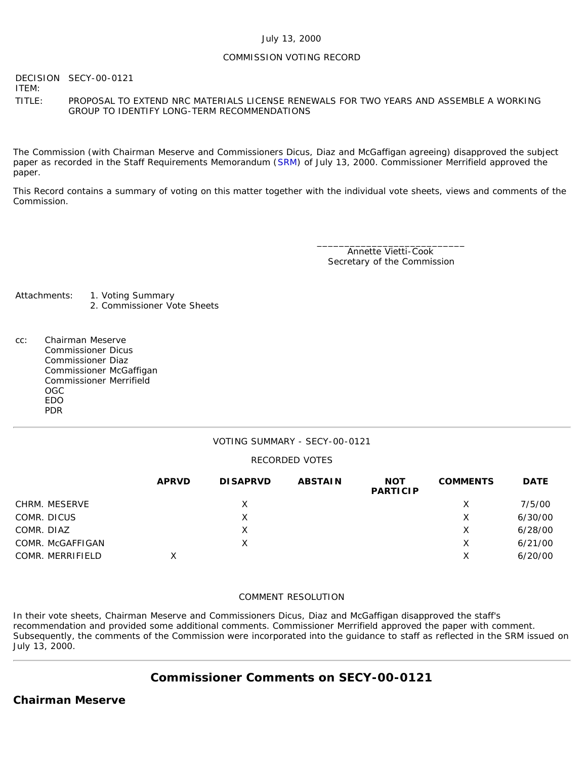July 13, 2000

COMMISSION VOTING RECORD

DECISION ITEM: SECY-00-0121

TITLE: PROPOSAL TO EXTEND NRC MATERIALS LICENSE RENEWALS FOR TWO YEARS AND ASSEMBLE A WORKING GROUP TO IDENTIFY LONG-TERM RECOMMENDATIONS

The Commission (with Chairman Meserve and Commissioners Dicus, Diaz and McGaffigan agreeing) disapproved the subject paper as recorded in the Staff Requirements Memorandum (SRM) of July 13, 2000. Commissioner Merrifield approved the paper.

This Record contains a summary of voting on this matter together with the individual vote sheets, views and comments of the Commission.

\_\_\_\_\_\_\_\_\_\_\_\_\_\_\_\_\_\_\_\_\_\_\_\_\_\_\_\_
Annette Vietti-Cook
Secretary of the Commission

Attachments:
1. Voting Summary
2. Commissioner Vote Sheets

cc:
Chairman Meserve
Commissioner Dicus
Commissioner Diaz
Commissioner McGaffigan
Commissioner Merrifield
OGC
EDO
PDR

---

VOTING SUMMARY - SECY-00-0121

RECORDED VOTES

| | APRVD | DISAPRVD | ABSTAIN | NOT PARTICIP | COMMENTS | DATE |
|---|---|---|---|---|---|---|
| CHRM. MESERVE | | X | | | X | 7/5/00 |
| COMR. DICUS | | X | | | X | 6/30/00 |
| COMR. DIAZ | | X | | | X | 6/28/00 |
| COMR. McGAFFIGAN | | X | | | X | 6/21/00 |
| COMR. MERRIFIELD | X | | | | X | 6/20/00 |

COMMENT RESOLUTION

In their vote sheets, Chairman Meserve and Commissioners Dicus, Diaz and McGaffigan disapproved the staff's recommendation and provided some additional comments. Commissioner Merrifield approved the paper with comment. Subsequently, the comments of the Commission were incorporated into the guidance to staff as reflected in the SRM issued on July 13, 2000.

---

## Commissioner Comments on SECY-00-0121

### Chairman Meserve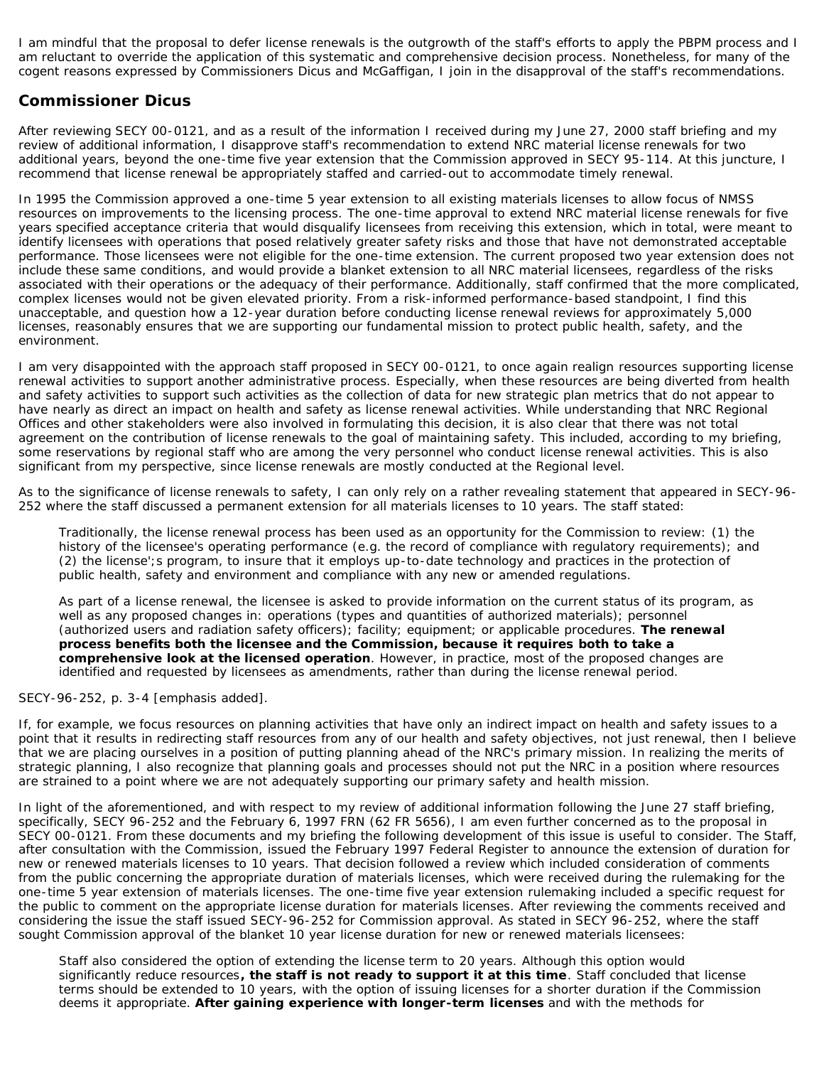I am mindful that the proposal to defer license renewals is the outgrowth of the staff's efforts to apply the PBPM process and I am reluctant to override the application of this systematic and comprehensive decision process. Nonetheless, for many of the cogent reasons expressed by Commissioners Dicus and McGaffigan, I join in the disapproval of the staff's recommendations.

## Commissioner Dicus

After reviewing SECY 00-0121, and as a result of the information I received during my June 27, 2000 staff briefing and my review of additional information, I disapprove staff's recommendation to extend NRC material license renewals for two additional years, beyond the one-time five year extension that the Commission approved in SECY 95-114. At this juncture, I recommend that license renewal be appropriately staffed and carried-out to accommodate timely renewal.

In 1995 the Commission approved a one-time 5 year extension to all existing materials licenses to allow focus of NMSS resources on improvements to the licensing process. The one-time approval to extend NRC material license renewals for five years specified acceptance criteria that would disqualify licensees from receiving this extension, which in total, were meant to identify licensees with operations that posed relatively greater safety risks and those that have not demonstrated acceptable performance. Those licensees were not eligible for the one-time extension. The current proposed two year extension does not include these same conditions, and would provide a blanket extension to all NRC material licensees, regardless of the risks associated with their operations or the adequacy of their performance. Additionally, staff confirmed that the more complicated, complex licenses would not be given elevated priority. From a risk-informed performance-based standpoint, I find this unacceptable, and question how a 12-year duration before conducting license renewal reviews for approximately 5,000 licenses, reasonably ensures that we are supporting our fundamental mission to protect public health, safety, and the environment.

I am very disappointed with the approach staff proposed in SECY 00-0121, to once again realign resources supporting license renewal activities to support another administrative process. Especially, when these resources are being diverted from health and safety activities to support such activities as the collection of data for new strategic plan metrics that do not appear to have nearly as direct an impact on health and safety as license renewal activities. While understanding that NRC Regional Offices and other stakeholders were also involved in formulating this decision, it is also clear that there was not total agreement on the contribution of license renewals to the goal of maintaining safety. This included, according to my briefing, some reservations by regional staff who are among the very personnel who conduct license renewal activities. This is also significant from my perspective, since license renewals are mostly conducted at the Regional level.

As to the significance of license renewals to safety, I can only rely on a rather revealing statement that appeared in SECY-96-252 where the staff discussed a permanent extension for all materials licenses to 10 years. The staff stated:

> Traditionally, the license renewal process has been used as an opportunity for the Commission to review: (1) the history of the licensee's operating performance (e.g. the record of compliance with regulatory requirements); and (2) the license';s program, to insure that it employs up-to-date technology and practices in the protection of public health, safety and environment and compliance with any new or amended regulations.
>
> As part of a license renewal, the licensee is asked to provide information on the current status of its program, as well as any proposed changes in: operations (types and quantities of authorized materials); personnel (authorized users and radiation safety officers); facility; equipment; or applicable procedures. **The renewal process benefits both the licensee and the Commission, because it requires both to take a comprehensive look at the licensed operation**. However, in practice, most of the proposed changes are identified and requested by licensees as amendments, rather than during the license renewal period.

SECY-96-252, p. 3-4 [emphasis added].

If, for example, we focus resources on planning activities that have only an indirect impact on health and safety issues to a point that it results in redirecting staff resources from any of our health and safety objectives, not just renewal, then I believe that we are placing ourselves in a position of putting planning ahead of the NRC's primary mission. In realizing the merits of strategic planning, I also recognize that planning goals and processes should not put the NRC in a position where resources are strained to a point where we are not adequately supporting our primary safety and health mission.

In light of the aforementioned, and with respect to my review of additional information following the June 27 staff briefing, specifically, SECY 96-252 and the February 6, 1997 FRN (62 FR 5656), I am even further concerned as to the proposal in SECY 00-0121. From these documents and my briefing the following development of this issue is useful to consider. The Staff, after consultation with the Commission, issued the February 1997 Federal Register to announce the extension of duration for new or renewed materials licenses to 10 years. That decision followed a review which included consideration of comments from the public concerning the appropriate duration of materials licenses, which were received during the rulemaking for the one-time 5 year extension of materials licenses. The one-time five year extension rulemaking included a specific request for the public to comment on the appropriate license duration for materials licenses. After reviewing the comments received and considering the issue the staff issued SECY-96-252 for Commission approval. As stated in SECY 96-252, where the staff sought Commission approval of the blanket 10 year license duration for new or renewed materials licensees:

> Staff also considered the option of extending the license term to 20 years. Although this option would significantly reduce resources**, the staff is not ready to support it at this time**. Staff concluded that license terms should be extended to 10 years, with the option of issuing licenses for a shorter duration if the Commission deems it appropriate. **After gaining experience with longer-term licenses** and with the methods for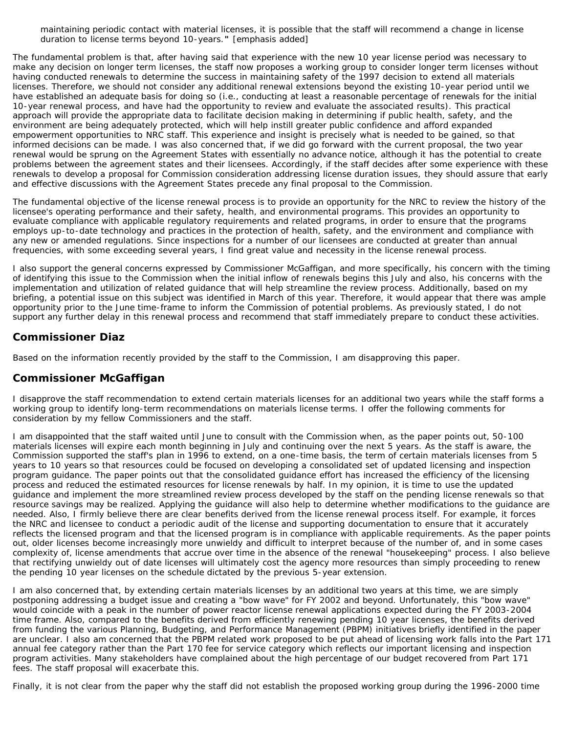maintaining periodic contact with material licenses, it is possible that the staff will recommend a change in license duration to license terms beyond 10-years." [emphasis added]

The fundamental problem is that, after having said that experience with the new 10 year license period was necessary to make any decision on longer term licenses, the staff now proposes a working group to consider longer term licenses without having conducted renewals to determine the success in maintaining safety of the 1997 decision to extend all materials licenses. Therefore, we should not consider any additional renewal extensions beyond the existing 10-year period until we have established an adequate basis for doing so (i.e., conducting at least a reasonable percentage of renewals for the initial 10-year renewal process, and have had the opportunity to review and evaluate the associated results). This practical approach will provide the appropriate data to facilitate decision making in determining if public health, safety, and the environment are being adequately protected, which will help instill greater public confidence and afford expanded empowerment opportunities to NRC staff. This experience and insight is precisely what is needed to be gained, so that informed decisions can be made. I was also concerned that, if we did go forward with the current proposal, the two year renewal would be sprung on the Agreement States with essentially no advance notice, although it has the potential to create problems between the agreement states and their licensees. Accordingly, if the staff decides after some experience with these renewals to develop a proposal for Commission consideration addressing license duration issues, they should assure that early and effective discussions with the Agreement States precede any final proposal to the Commission.

The fundamental objective of the license renewal process is to provide an opportunity for the NRC to review the history of the licensee's operating performance and their safety, health, and environmental programs. This provides an opportunity to evaluate compliance with applicable regulatory requirements and related programs, in order to ensure that the programs employs up-to-date technology and practices in the protection of health, safety, and the environment and compliance with any new or amended regulations. Since inspections for a number of our licensees are conducted at greater than annual frequencies, with some exceeding several years, I find great value and necessity in the license renewal process.

I also support the general concerns expressed by Commissioner McGaffigan, and more specifically, his concern with the timing of identifying this issue to the Commission when the initial inflow of renewals begins this July and also, his concerns with the implementation and utilization of related guidance that will help streamline the review process. Additionally, based on my briefing, a potential issue on this subject was identified in March of this year. Therefore, it would appear that there was ample opportunity prior to the June time-frame to inform the Commission of potential problems. As previously stated, I do not support any further delay in this renewal process and recommend that staff immediately prepare to conduct these activities.

## Commissioner Diaz

Based on the information recently provided by the staff to the Commission, I am disapproving this paper.

## Commissioner McGaffigan

I disapprove the staff recommendation to extend certain materials licenses for an additional two years while the staff forms a working group to identify long-term recommendations on materials license terms. I offer the following comments for consideration by my fellow Commissioners and the staff.

I am disappointed that the staff waited until June to consult with the Commission when, as the paper points out, 50-100 materials licenses will expire each month beginning in July and continuing over the next 5 years. As the staff is aware, the Commission supported the staff's plan in 1996 to extend, on a one-time basis, the term of certain materials licenses from 5 years to 10 years so that resources could be focused on developing a consolidated set of updated licensing and inspection program guidance. The paper points out that the consolidated guidance effort has increased the efficiency of the licensing process and reduced the estimated resources for license renewals by half. In my opinion, it is time to use the updated guidance and implement the more streamlined review process developed by the staff on the pending license renewals so that resource savings may be realized. Applying the guidance will also help to determine whether modifications to the guidance are needed. Also, I firmly believe there are clear benefits derived from the license renewal process itself. For example, it forces the NRC and licensee to conduct a periodic audit of the license and supporting documentation to ensure that it accurately reflects the licensed program and that the licensed program is in compliance with applicable requirements. As the paper points out, older licenses become increasingly more unwieldy and difficult to interpret because of the number of, and in some cases complexity of, license amendments that accrue over time in the absence of the renewal "housekeeping" process. I also believe that rectifying unwieldy out of date licenses will ultimately cost the agency more resources than simply proceeding to renew the pending 10 year licenses on the schedule dictated by the previous 5-year extension.

I am also concerned that, by extending certain materials licenses by an additional two years at this time, we are simply postponing addressing a budget issue and creating a "bow wave" for FY 2002 and beyond. Unfortunately, this "bow wave" would coincide with a peak in the number of power reactor license renewal applications expected during the FY 2003-2004 time frame. Also, compared to the benefits derived from efficiently renewing pending 10 year licenses, the benefits derived from funding the various Planning, Budgeting, and Performance Management (PBPM) initiatives briefly identified in the paper are unclear. I also am concerned that the PBPM related work proposed to be put ahead of licensing work falls into the Part 171 annual fee category rather than the Part 170 fee for service category which reflects our important licensing and inspection program activities. Many stakeholders have complained about the high percentage of our budget recovered from Part 171 fees. The staff proposal will exacerbate this.

Finally, it is not clear from the paper why the staff did not establish the proposed working group during the 1996-2000 time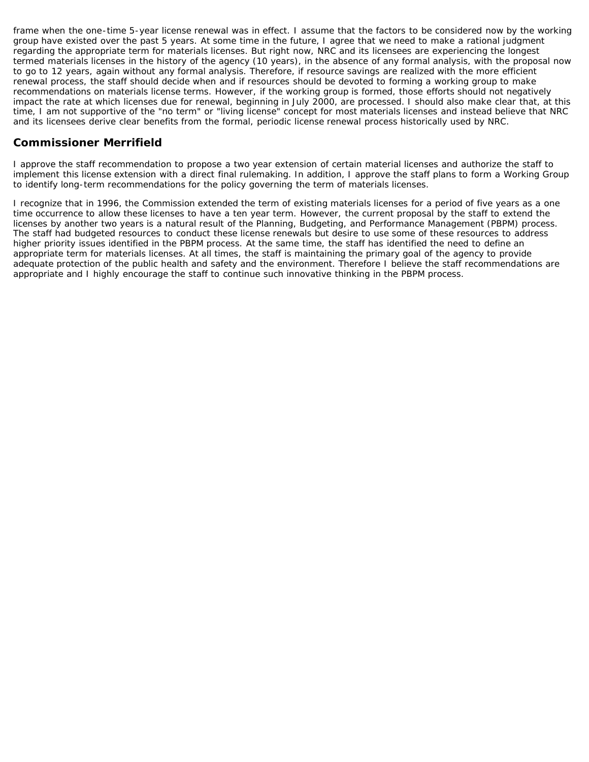frame when the one-time 5-year license renewal was in effect. I assume that the factors to be considered now by the working group have existed over the past 5 years. At some time in the future, I agree that we need to make a rational judgment regarding the appropriate term for materials licenses. But right now, NRC and its licensees are experiencing the longest termed materials licenses in the history of the agency (10 years), in the absence of any formal analysis, with the proposal now to go to 12 years, again without any formal analysis. Therefore, if resource savings are realized with the more efficient renewal process, the staff should decide when and if resources should be devoted to forming a working group to make recommendations on materials license terms. However, if the working group is formed, those efforts should not negatively impact the rate at which licenses due for renewal, beginning in July 2000, are processed. I should also make clear that, at this time, I am not supportive of the "no term" or "living license" concept for most materials licenses and instead believe that NRC and its licensees derive clear benefits from the formal, periodic license renewal process historically used by NRC.

## Commissioner Merrifield

I approve the staff recommendation to propose a two year extension of certain material licenses and authorize the staff to implement this license extension with a direct final rulemaking. In addition, I approve the staff plans to form a Working Group to identify long-term recommendations for the policy governing the term of materials licenses.

I recognize that in 1996, the Commission extended the term of existing materials licenses for a period of five years as a one time occurrence to allow these licenses to have a ten year term. However, the current proposal by the staff to extend the licenses by another two years is a natural result of the Planning, Budgeting, and Performance Management (PBPM) process. The staff had budgeted resources to conduct these license renewals but desire to use some of these resources to address higher priority issues identified in the PBPM process. At the same time, the staff has identified the need to define an appropriate term for materials licenses. At all times, the staff is maintaining the primary goal of the agency to provide adequate protection of the public health and safety and the environment. Therefore I believe the staff recommendations are appropriate and I highly encourage the staff to continue such innovative thinking in the PBPM process.